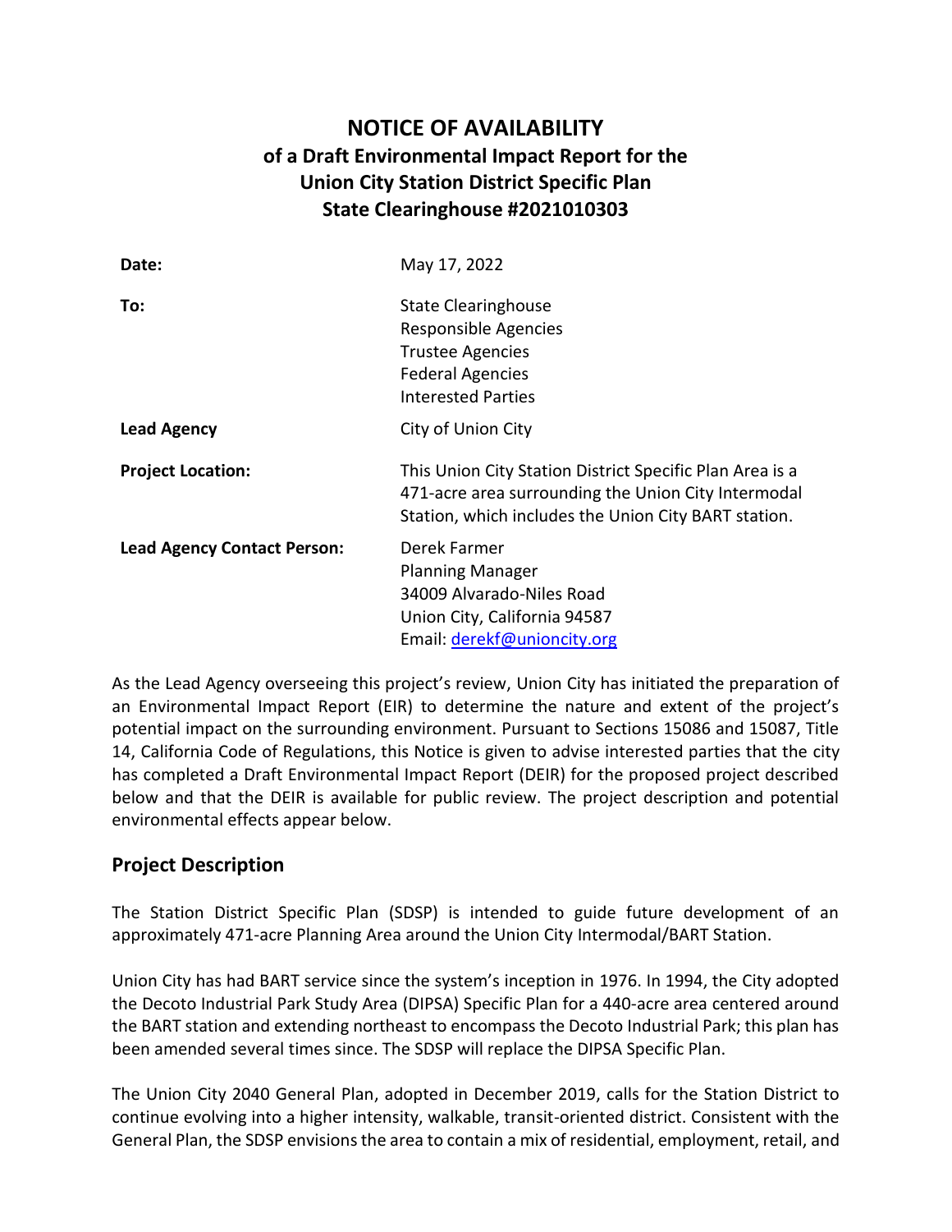# NOTICE OF AVAILABILITY

## of a Draft Environmental Impact Report for the Union City Station District Specific Plan State Clearinghouse #2021010303

| | |
|---|---|
| **Date:** | May 17, 2022 |
| **To:** | State Clearinghouse<br>Responsible Agencies<br>Trustee Agencies<br>Federal Agencies<br>Interested Parties |
| **Lead Agency** | City of Union City |
| **Project Location:** | This Union City Station District Specific Plan Area is a 471-acre area surrounding the Union City Intermodal Station, which includes the Union City BART station. |
| **Lead Agency Contact Person:** | Derek Farmer<br>Planning Manager<br>34009 Alvarado-Niles Road<br>Union City, California 94587<br>Email: derekf@unioncity.org |

As the Lead Agency overseeing this project's review, Union City has initiated the preparation of an Environmental Impact Report (EIR) to determine the nature and extent of the project's potential impact on the surrounding environment. Pursuant to Sections 15086 and 15087, Title 14, California Code of Regulations, this Notice is given to advise interested parties that the city has completed a Draft Environmental Impact Report (DEIR) for the proposed project described below and that the DEIR is available for public review. The project description and potential environmental effects appear below.

## Project Description

The Station District Specific Plan (SDSP) is intended to guide future development of an approximately 471-acre Planning Area around the Union City Intermodal/BART Station.

Union City has had BART service since the system's inception in 1976. In 1994, the City adopted the Decoto Industrial Park Study Area (DIPSA) Specific Plan for a 440-acre area centered around the BART station and extending northeast to encompass the Decoto Industrial Park; this plan has been amended several times since. The SDSP will replace the DIPSA Specific Plan.

The Union City 2040 General Plan, adopted in December 2019, calls for the Station District to continue evolving into a higher intensity, walkable, transit-oriented district. Consistent with the General Plan, the SDSP envisions the area to contain a mix of residential, employment, retail, and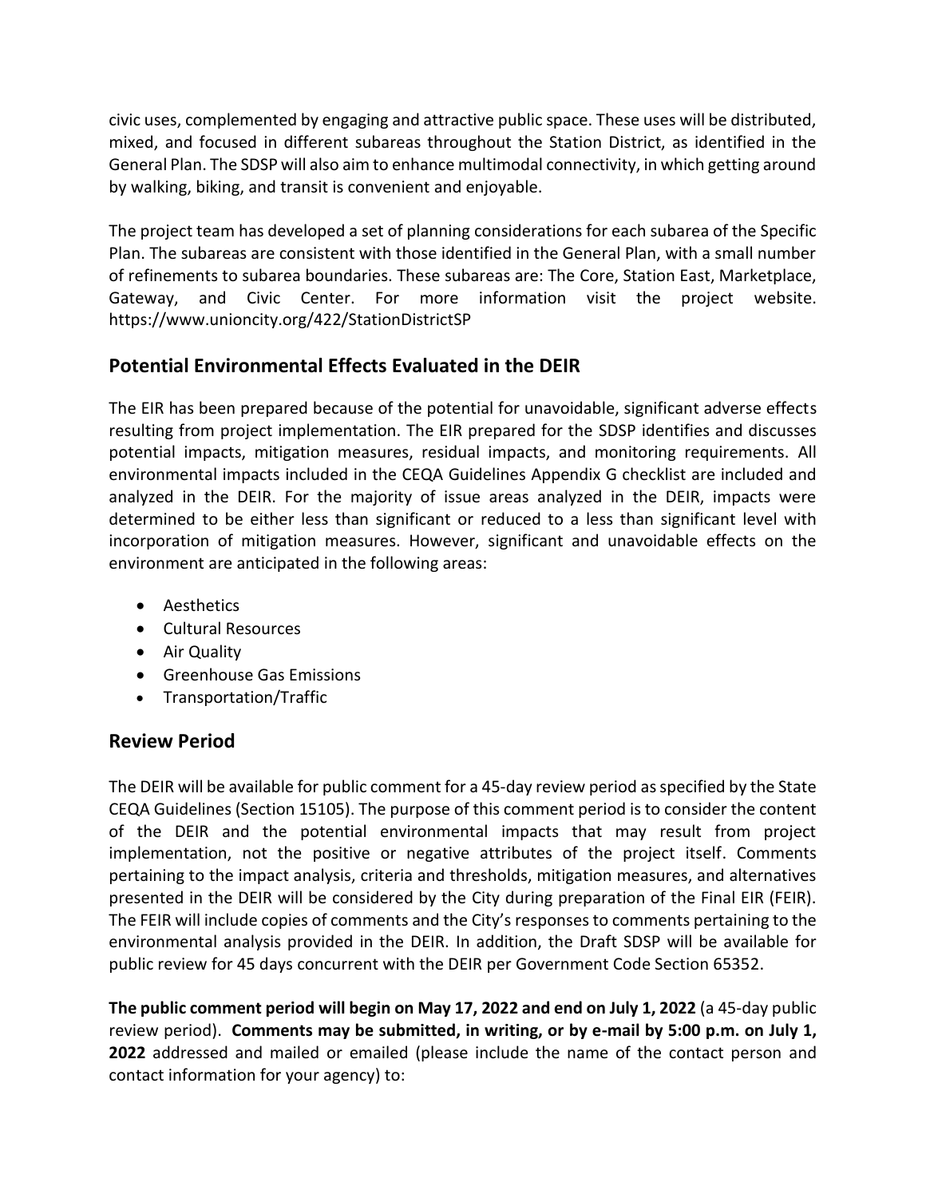civic uses, complemented by engaging and attractive public space. These uses will be distributed, mixed, and focused in different subareas throughout the Station District, as identified in the General Plan. The SDSP will also aim to enhance multimodal connectivity, in which getting around by walking, biking, and transit is convenient and enjoyable.

The project team has developed a set of planning considerations for each subarea of the Specific Plan. The subareas are consistent with those identified in the General Plan, with a small number of refinements to subarea boundaries. These subareas are: The Core, Station East, Marketplace, Gateway, and Civic Center. For more information visit the project website. https://www.unioncity.org/422/StationDistrictSP

## Potential Environmental Effects Evaluated in the DEIR

The EIR has been prepared because of the potential for unavoidable, significant adverse effects resulting from project implementation. The EIR prepared for the SDSP identifies and discusses potential impacts, mitigation measures, residual impacts, and monitoring requirements. All environmental impacts included in the CEQA Guidelines Appendix G checklist are included and analyzed in the DEIR. For the majority of issue areas analyzed in the DEIR, impacts were determined to be either less than significant or reduced to a less than significant level with incorporation of mitigation measures. However, significant and unavoidable effects on the environment are anticipated in the following areas:

- Aesthetics
- Cultural Resources
- Air Quality
- Greenhouse Gas Emissions
- Transportation/Traffic

## Review Period

The DEIR will be available for public comment for a 45-day review period as specified by the State CEQA Guidelines (Section 15105). The purpose of this comment period is to consider the content of the DEIR and the potential environmental impacts that may result from project implementation, not the positive or negative attributes of the project itself. Comments pertaining to the impact analysis, criteria and thresholds, mitigation measures, and alternatives presented in the DEIR will be considered by the City during preparation of the Final EIR (FEIR). The FEIR will include copies of comments and the City's responses to comments pertaining to the environmental analysis provided in the DEIR. In addition, the Draft SDSP will be available for public review for 45 days concurrent with the DEIR per Government Code Section 65352.

**The public comment period will begin on May 17, 2022 and end on July 1, 2022** (a 45-day public review period). **Comments may be submitted, in writing, or by e-mail by 5:00 p.m. on July 1, 2022** addressed and mailed or emailed (please include the name of the contact person and contact information for your agency) to: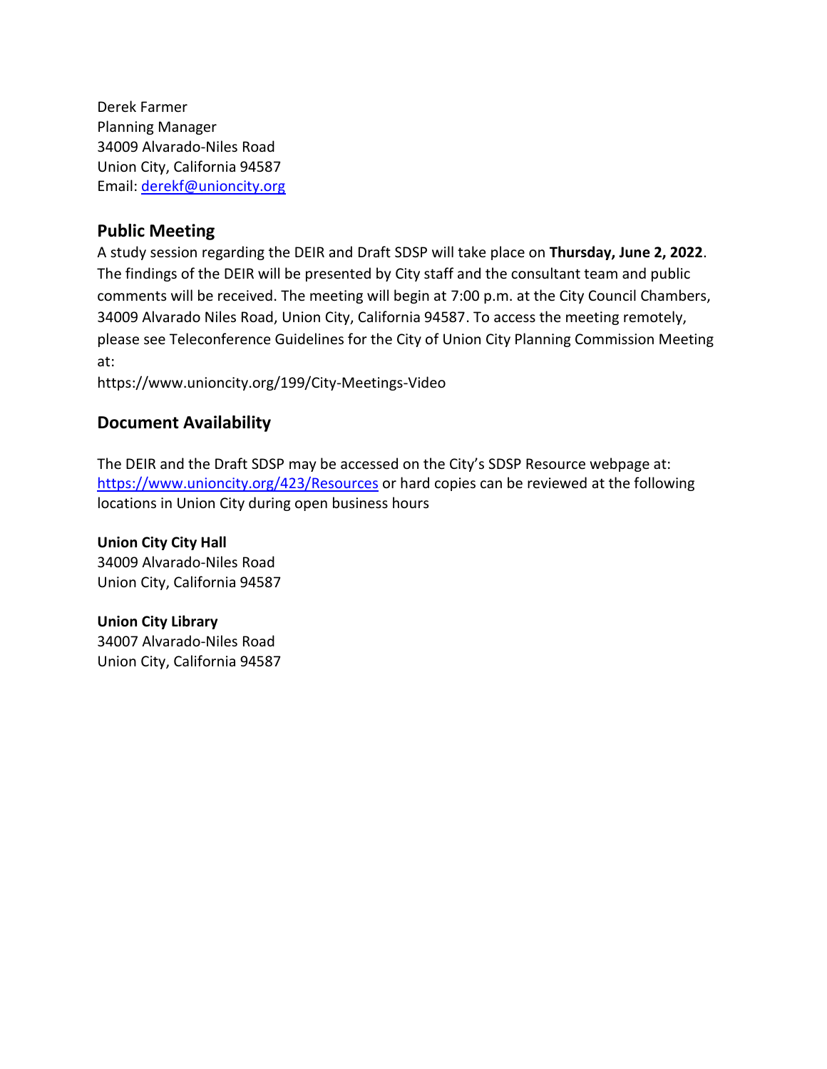Derek Farmer
Planning Manager
34009 Alvarado-Niles Road
Union City, California 94587
Email: [derekf@unioncity.org](mailto:derekf@unioncity.org)

## Public Meeting

A study session regarding the DEIR and Draft SDSP will take place on **Thursday, June 2, 2022**. The findings of the DEIR will be presented by City staff and the consultant team and public comments will be received. The meeting will begin at 7:00 p.m. at the City Council Chambers, 34009 Alvarado Niles Road, Union City, California 94587. To access the meeting remotely, please see Teleconference Guidelines for the City of Union City Planning Commission Meeting at:
https://www.unioncity.org/199/City-Meetings-Video

## Document Availability

The DEIR and the Draft SDSP may be accessed on the City's SDSP Resource webpage at: [https://www.unioncity.org/423/Resources](https://www.unioncity.org/423/Resources) or hard copies can be reviewed at the following locations in Union City during open business hours

**Union City City Hall**
34009 Alvarado-Niles Road
Union City, California 94587

**Union City Library**
34007 Alvarado-Niles Road
Union City, California 94587